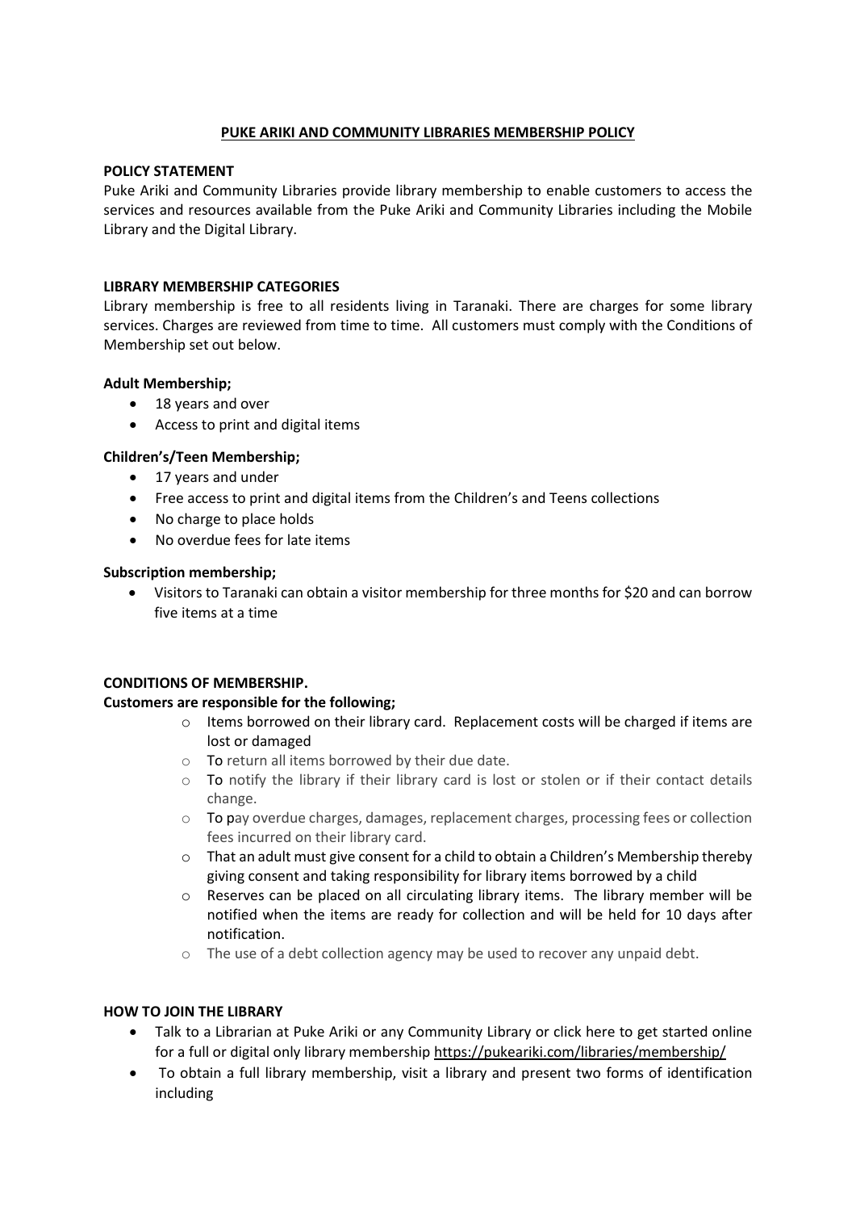# **PUKE ARIKI AND COMMUNITY LIBRARIES MEMBERSHIP POLICY**

## POLICY STATEMENT

Puke Ariki and Community Libraries provide library membership to enable customers to access the services and resources available from the Puke Ariki and Community Libraries including the Mobile Library and the Digital Library.

## LIBRARY MEMBERSHIP CATEGORIES

Library membership is free to all residents living in Taranaki. There are charges for some library services. Charges are reviewed from time to time. All customers must comply with the Conditions of Membership set out below.

### Adult Membership;

- 18 years and over
- Access to print and digital items

### Children's/Teen Membership;

- 17 years and under
- Free access to print and digital items from the Children's and Teens collections
- No charge to place holds
- No overdue fees for late items

### Subscription membership;

- Visitors to Taranaki can obtain a visitor membership for three months for $20 and can borrow five items at a time

## CONDITIONS OF MEMBERSHIP.

### Customers are responsible for the following;

- Items borrowed on their library card. Replacement costs will be charged if items are lost or damaged
- To return all items borrowed by their due date.
- To notify the library if their library card is lost or stolen or if their contact details change.
- To pay overdue charges, damages, replacement charges, processing fees or collection fees incurred on their library card.
- That an adult must give consent for a child to obtain a Children's Membership thereby giving consent and taking responsibility for library items borrowed by a child
- Reserves can be placed on all circulating library items. The library member will be notified when the items are ready for collection and will be held for 10 days after notification.
- The use of a debt collection agency may be used to recover any unpaid debt.

## HOW TO JOIN THE LIBRARY

- Talk to a Librarian at Puke Ariki or any Community Library or click here to get started online for a full or digital only library membership https://pukeariki.com/libraries/membership/
- To obtain a full library membership, visit a library and present two forms of identification including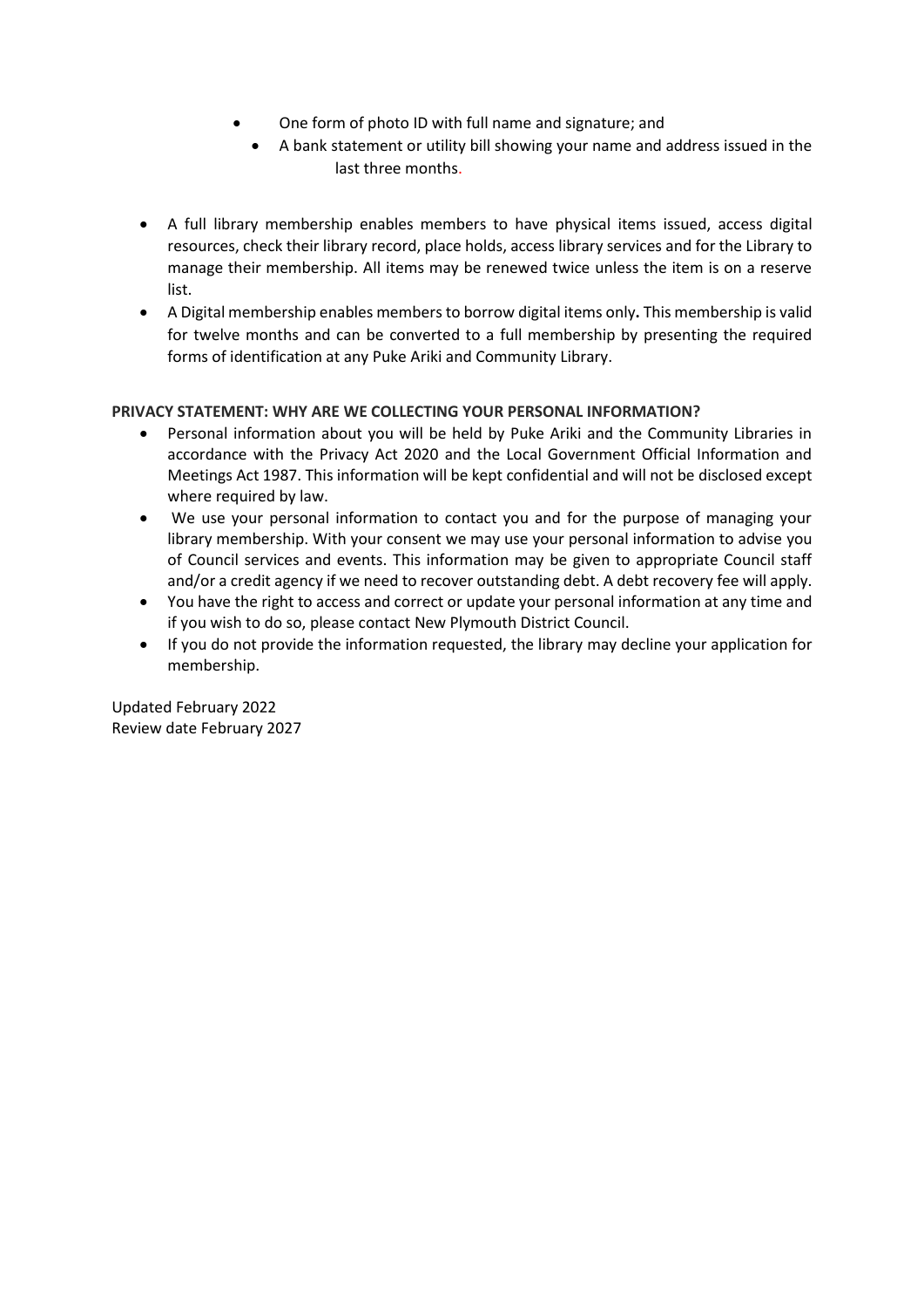- One form of photo ID with full name and signature; and
- A bank statement or utility bill showing your name and address issued in the last three months.

- A full library membership enables members to have physical items issued, access digital resources, check their library record, place holds, access library services and for the Library to manage their membership. All items may be renewed twice unless the item is on a reserve list.
- A Digital membership enables members to borrow digital items only**.** This membership is valid for twelve months and can be converted to a full membership by presenting the required forms of identification at any Puke Ariki and Community Library.

**PRIVACY STATEMENT: WHY ARE WE COLLECTING YOUR PERSONAL INFORMATION?**

- Personal information about you will be held by Puke Ariki and the Community Libraries in accordance with the Privacy Act 2020 and the Local Government Official Information and Meetings Act 1987. This information will be kept confidential and will not be disclosed except where required by law.
- We use your personal information to contact you and for the purpose of managing your library membership. With your consent we may use your personal information to advise you of Council services and events. This information may be given to appropriate Council staff and/or a credit agency if we need to recover outstanding debt. A debt recovery fee will apply.
- You have the right to access and correct or update your personal information at any time and if you wish to do so, please contact New Plymouth District Council.
- If you do not provide the information requested, the library may decline your application for membership.

Updated February 2022
Review date February 2027